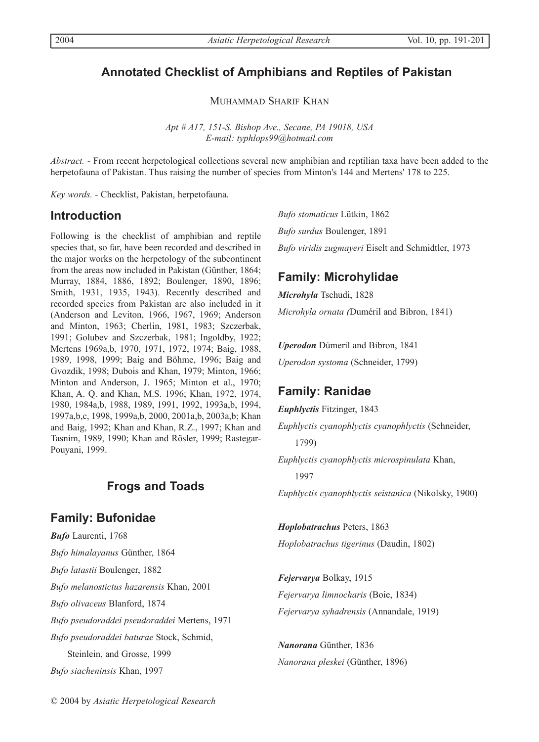# Annotated Checklist of Amphibians and Reptiles of Pakistan

MUHAMMAD SHARIF KHAN

*Apt # A17, 151-S. Bishop Ave., Secane, PA 19018, USA*
*E-mail: typhlops99@hotmail.com*

*Abstract.* - From recent herpetological collections several new amphibian and reptilian taxa have been added to the herpetofauna of Pakistan. Thus raising the number of species from Minton's 144 and Mertens' 178 to 225.

*Key words.* - Checklist, Pakistan, herpetofauna.

## Introduction

Following is the checklist of amphibian and reptile species that, so far, have been recorded and described in the major works on the herpetology of the subcontinent from the areas now included in Pakistan (Günther, 1864; Murray, 1884, 1886, 1892; Boulenger, 1890, 1896; Smith, 1931, 1935, 1943). Recently described and recorded species from Pakistan are also included in it (Anderson and Leviton, 1966, 1967, 1969; Anderson and Minton, 1963; Cherlin, 1981, 1983; Szczerbak, 1991; Golubev and Szczerbak, 1981; Ingoldby, 1922; Mertens 1969a,b, 1970, 1971, 1972, 1974; Baig, 1988, 1989, 1998, 1999; Baig and Böhme, 1996; Baig and Gvozdik, 1998; Dubois and Khan, 1979; Minton, 1966; Minton and Anderson, J. 1965; Minton et al., 1970; Khan, A. Q. and Khan, M.S. 1996; Khan, 1972, 1974, 1980, 1984a,b, 1988, 1989, 1991, 1992, 1993a,b, 1994, 1997a,b,c, 1998, 1999a,b, 2000, 2001a,b, 2003a,b; Khan and Baig, 1992; Khan and Khan, R.Z., 1997; Khan and Tasnim, 1989, 1990; Khan and Rösler, 1999; Rastegar-Pouyani, 1999.

## Frogs and Toads

### Family: Bufonidae

***Bufo*** Laurenti, 1768

*Bufo himalayanus* Günther, 1864

*Bufo latastii* Boulenger, 1882

*Bufo melanostictus hazarensis* Khan, 2001

*Bufo olivaceus* Blanford, 1874

*Bufo pseudoraddei pseudoraddei* Mertens, 1971

*Bufo pseudoraddei baturae* Stock, Schmid, Steinlein, and Grosse, 1999

*Bufo siacheninsis* Khan, 1997

*Bufo stomaticus* Lütkin, 1862

*Bufo surdus* Boulenger, 1891

*Bufo viridis zugmayeri* Eiselt and Schmidtler, 1973

### Family: Microhylidae

***Microhyla*** Tschudi, 1828

*Microhyla ornata (*Duméril and Bibron, 1841)

***Uperodon*** Dúmeril and Bibron, 1841

*Uperodon systoma* (Schneider, 1799)

### Family: Ranidae

***Euphlyctis*** Fitzinger, 1843

*Euphlyctis cyanophlyctis cyanophlyctis* (Schneider, 1799)

*Euphlyctis cyanophlyctis microspinulata* Khan, 1997

*Euphlyctis cyanophlyctis seistanica* (Nikolsky, 1900)

***Hoplobatrachus*** Peters, 1863

*Hoplobatrachus tigerinus* (Daudin, 1802)

***Fejervarya*** Bolkay, 1915

*Fejervarya limnocharis* (Boie, 1834)

*Fejervarya syhadrensis* (Annandale, 1919)

***Nanorana*** Günther, 1836

*Nanorana pleskei* (Günther, 1896)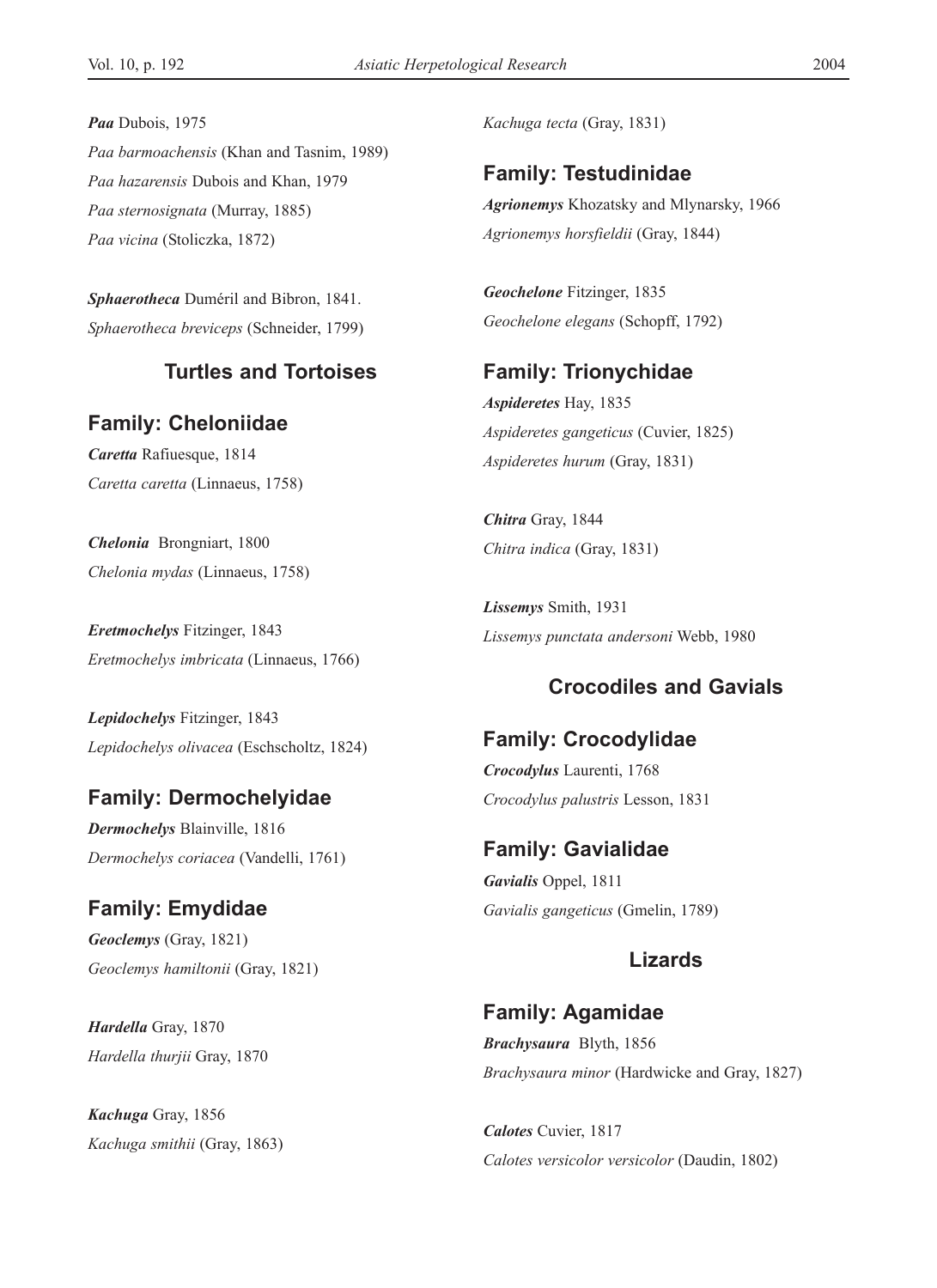***Paa*** Dubois, 1975
*Paa barmoachensis* (Khan and Tasnim, 1989)
*Paa hazarensis* Dubois and Khan, 1979
*Paa sternosignata* (Murray, 1885)
*Paa vicina* (Stoliczka, 1872)

***Sphaerotheca*** Duméril and Bibron, 1841.
*Sphaerotheca breviceps* (Schneider, 1799)

## Turtles and Tortoises

### Family: Cheloniidae

***Caretta*** Rafiuesque, 1814
*Caretta caretta* (Linnaeus, 1758)

***Chelonia*** Brongniart, 1800
*Chelonia mydas* (Linnaeus, 1758)

***Eretmochelys*** Fitzinger, 1843
*Eretmochelys imbricata* (Linnaeus, 1766)

***Lepidochelys*** Fitzinger, 1843
*Lepidochelys olivacea* (Eschscholtz, 1824)

### Family: Dermochelyidae

***Dermochelys*** Blainville, 1816
*Dermochelys coriacea* (Vandelli, 1761)

### Family: Emydidae

***Geoclemys*** (Gray, 1821)
*Geoclemys hamiltonii* (Gray, 1821)

***Hardella*** Gray, 1870
*Hardella thurjii* Gray, 1870

***Kachuga*** Gray, 1856
*Kachuga smithii* (Gray, 1863)
*Kachuga tecta* (Gray, 1831)

### Family: Testudinidae

***Agrionemys*** Khozatsky and Mlynarsky, 1966
*Agrionemys horsfieldii* (Gray, 1844)

***Geochelone*** Fitzinger, 1835
*Geochelone elegans* (Schopff, 1792)

### Family: Trionychidae

***Aspideretes*** Hay, 1835
*Aspideretes gangeticus* (Cuvier, 1825)
*Aspideretes hurum* (Gray, 1831)

***Chitra*** Gray, 1844
*Chitra indica* (Gray, 1831)

***Lissemys*** Smith, 1931
*Lissemys punctata andersoni* Webb, 1980

## Crocodiles and Gavials

### Family: Crocodylidae

***Crocodylus*** Laurenti, 1768
*Crocodylus palustris* Lesson, 1831

### Family: Gavialidae

***Gavialis*** Oppel, 1811
*Gavialis gangeticus* (Gmelin, 1789)

## Lizards

### Family: Agamidae

***Brachysaura*** Blyth, 1856
*Brachysaura minor* (Hardwicke and Gray, 1827)

***Calotes*** Cuvier, 1817
*Calotes versicolor versicolor* (Daudin, 1802)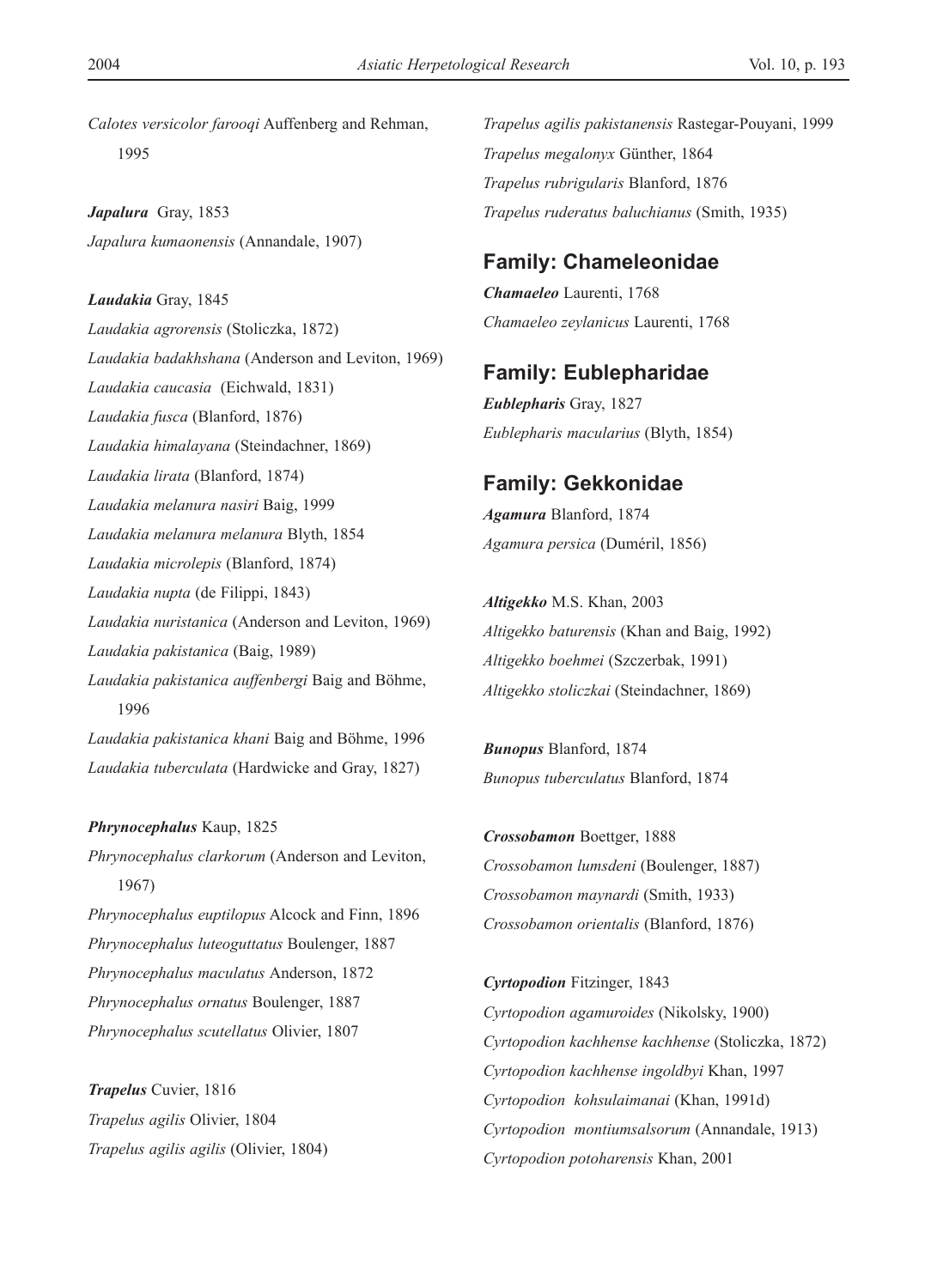*Calotes versicolor farooqi* Auffenberg and Rehman, 1995

***Japalura*** Gray, 1853
*Japalura kumaonensis* (Annandale, 1907)

***Laudakia*** Gray, 1845
*Laudakia agrorensis* (Stoliczka, 1872)
*Laudakia badakhshana* (Anderson and Leviton, 1969)
*Laudakia caucasia* (Eichwald, 1831)
*Laudakia fusca* (Blanford, 1876)
*Laudakia himalayana* (Steindachner, 1869)
*Laudakia lirata* (Blanford, 1874)
*Laudakia melanura nasiri* Baig, 1999
*Laudakia melanura melanura* Blyth, 1854
*Laudakia microlepis* (Blanford, 1874)
*Laudakia nupta* (de Filippi, 1843)
*Laudakia nuristanica* (Anderson and Leviton, 1969)
*Laudakia pakistanica* (Baig, 1989)
*Laudakia pakistanica auffenbergi* Baig and Böhme, 1996
*Laudakia pakistanica khani* Baig and Böhme, 1996
*Laudakia tuberculata* (Hardwicke and Gray, 1827)

***Phrynocephalus*** Kaup, 1825
*Phrynocephalus clarkorum* (Anderson and Leviton, 1967)
*Phrynocephalus euptilopus* Alcock and Finn, 1896
*Phrynocephalus luteoguttatus* Boulenger, 1887
*Phrynocephalus maculatus* Anderson, 1872
*Phrynocephalus ornatus* Boulenger, 1887
*Phrynocephalus scutellatus* Olivier, 1807

***Trapelus*** Cuvier, 1816
*Trapelus agilis* Olivier, 1804
*Trapelus agilis agilis* (Olivier, 1804)
*Trapelus agilis pakistanensis* Rastegar-Pouyani, 1999
*Trapelus megalonyx* Günther, 1864
*Trapelus rubrigularis* Blanford, 1876
*Trapelus ruderatus baluchianus* (Smith, 1935)

## Family: Chameleonidae

***Chamaeleo*** Laurenti, 1768
*Chamaeleo zeylanicus* Laurenti, 1768

## Family: Eublepharidae

***Eublepharis*** Gray, 1827
*Eublepharis macularius* (Blyth, 1854)

## Family: Gekkonidae

***Agamura*** Blanford, 1874
*Agamura persica* (Duméril, 1856)

***Altigekko*** M.S. Khan, 2003
*Altigekko baturensis* (Khan and Baig, 1992)
*Altigekko boehmei* (Szczerbak, 1991)
*Altigekko stoliczkai* (Steindachner, 1869)

***Bunopus*** Blanford, 1874
*Bunopus tuberculatus* Blanford, 1874

***Crossobamon*** Boettger, 1888
*Crossobamon lumsdeni* (Boulenger, 1887)
*Crossobamon maynardi* (Smith, 1933)
*Crossobamon orientalis* (Blanford, 1876)

***Cyrtopodion*** Fitzinger, 1843
*Cyrtopodion agamuroides* (Nikolsky, 1900)
*Cyrtopodion kachhense kachhense* (Stoliczka, 1872)
*Cyrtopodion kachhense ingoldbyi* Khan, 1997
*Cyrtopodion kohsulaimanai* (Khan, 1991d)
*Cyrtopodion montiumsalsorum* (Annandale, 1913)
*Cyrtopodion potoharensis* Khan, 2001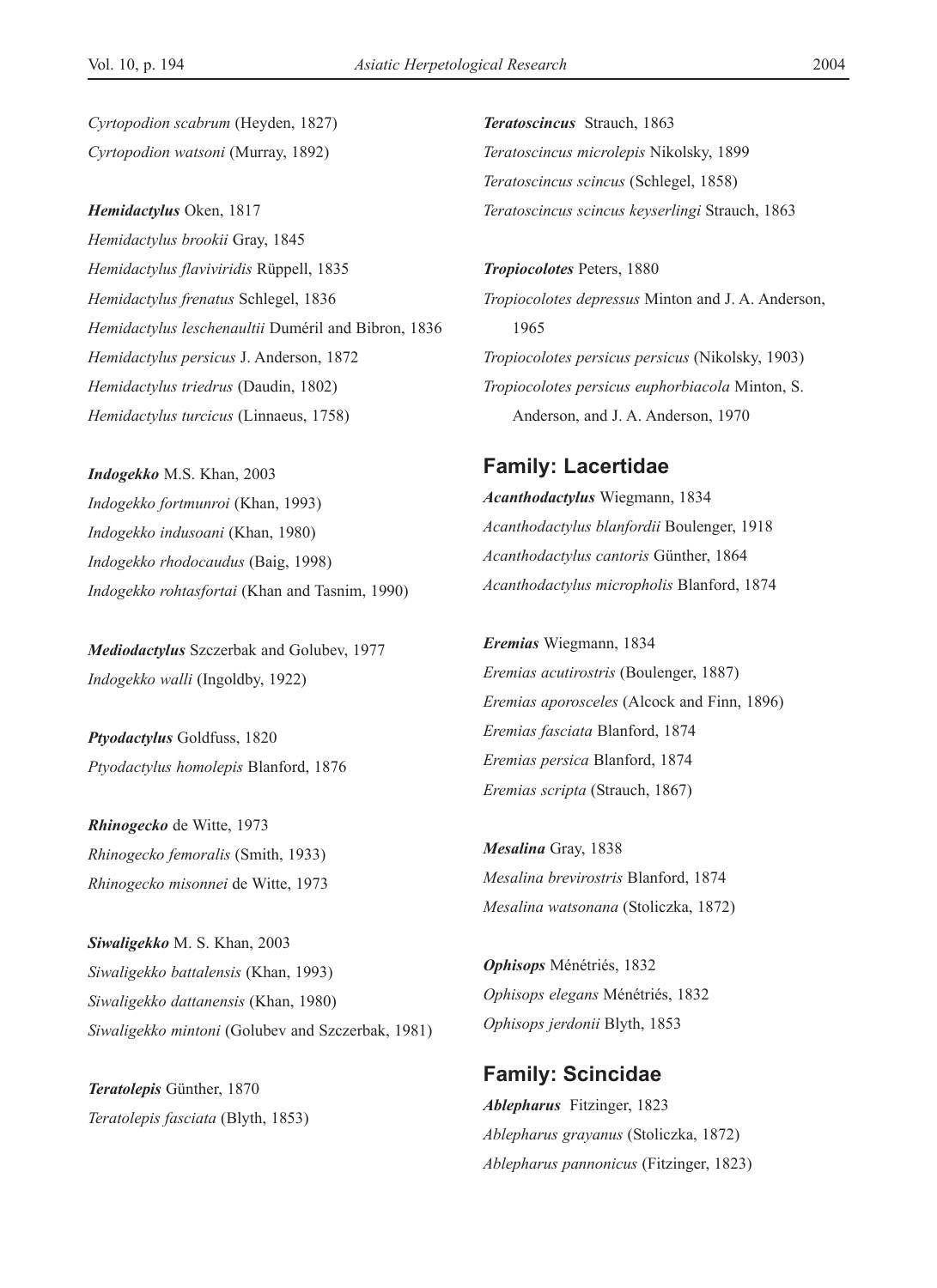*Cyrtopodion scabrum* (Heyden, 1827)
*Cyrtopodion watsoni* (Murray, 1892)

***Hemidactylus*** Oken, 1817
*Hemidactylus brookii* Gray, 1845
*Hemidactylus flaviviridis* Rüppell, 1835
*Hemidactylus frenatus* Schlegel, 1836
*Hemidactylus leschenaultii* Duméril and Bibron, 1836
*Hemidactylus persicus* J. Anderson, 1872
*Hemidactylus triedrus* (Daudin, 1802)
*Hemidactylus turcicus* (Linnaeus, 1758)

***Indogekko*** M.S. Khan, 2003
*Indogekko fortmunroi* (Khan, 1993)
*Indogekko indusoani* (Khan, 1980)
*Indogekko rhodocaudus* (Baig, 1998)
*Indogekko rohtasfortai* (Khan and Tasnim, 1990)

***Mediodactylus*** Szczerbak and Golubev, 1977
*Indogekko walli* (Ingoldby, 1922)

***Ptyodactylus*** Goldfuss, 1820
*Ptyodactylus homolepis* Blanford, 1876

***Rhinogecko*** de Witte, 1973
*Rhinogecko femoralis* (Smith, 1933)
*Rhinogecko misonnei* de Witte, 1973

***Siwaligekko*** M. S. Khan, 2003
*Siwaligekko battalensis* (Khan, 1993)
*Siwaligekko dattanensis* (Khan, 1980)
*Siwaligekko mintoni* (Golubev and Szczerbak, 1981)

***Teratolepis*** Günther, 1870
*Teratolepis fasciata* (Blyth, 1853)

***Teratoscincus*** Strauch, 1863
*Teratoscincus microlepis* Nikolsky, 1899
*Teratoscincus scincus* (Schlegel, 1858)
*Teratoscincus scincus keyserlingi* Strauch, 1863

***Tropiocolotes*** Peters, 1880
*Tropiocolotes depressus* Minton and J. A. Anderson, 1965
*Tropiocolotes persicus persicus* (Nikolsky, 1903)
*Tropiocolotes persicus euphorbiacola* Minton, S. Anderson, and J. A. Anderson, 1970

## Family: Lacertidae

***Acanthodactylus*** Wiegmann, 1834
*Acanthodactylus blanfordii* Boulenger, 1918
*Acanthodactylus cantoris* Günther, 1864
*Acanthodactylus micropholis* Blanford, 1874

***Eremias*** Wiegmann, 1834
*Eremias acutirostris* (Boulenger, 1887)
*Eremias aporosceles* (Alcock and Finn, 1896)
*Eremias fasciata* Blanford, 1874
*Eremias persica* Blanford, 1874
*Eremias scripta* (Strauch, 1867)

***Mesalina*** Gray, 1838
*Mesalina brevirostris* Blanford, 1874
*Mesalina watsonana* (Stoliczka, 1872)

***Ophisops*** Ménétriés, 1832
*Ophisops elegans* Ménétriés, 1832
*Ophisops jerdonii* Blyth, 1853

## Family: Scincidae

***Ablepharus*** Fitzinger, 1823
*Ablepharus grayanus* (Stoliczka, 1872)
*Ablepharus pannonicus* (Fitzinger, 1823)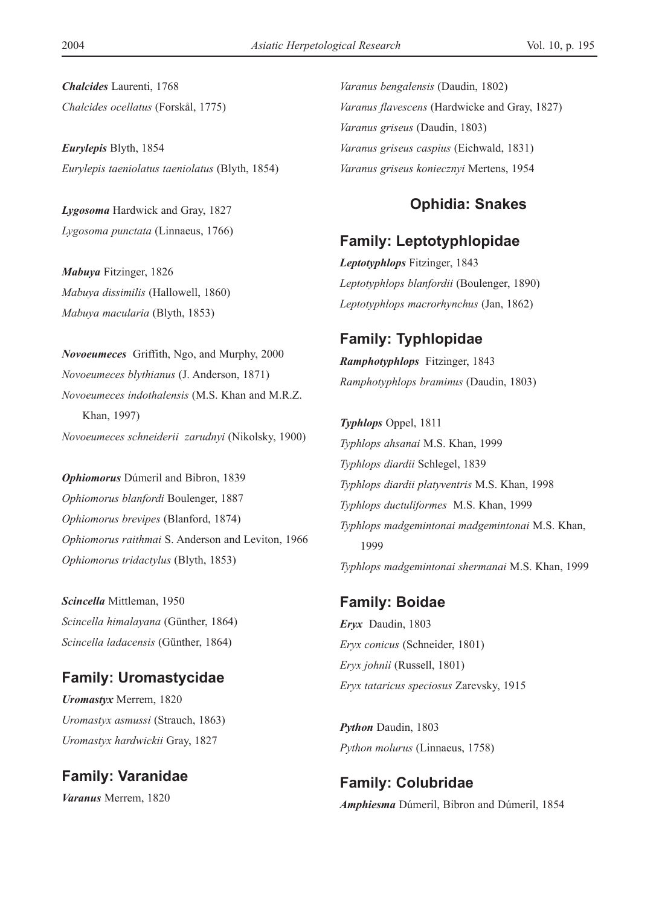***Chalcides*** Laurenti, 1768
*Chalcides ocellatus* (Forskål, 1775)

***Eurylepis*** Blyth, 1854
*Eurylepis taeniolatus taeniolatus* (Blyth, 1854)

***Lygosoma*** Hardwick and Gray, 1827
*Lygosoma punctata* (Linnaeus, 1766)

***Mabuya*** Fitzinger, 1826
*Mabuya dissimilis* (Hallowell, 1860)
*Mabuya macularia* (Blyth, 1853)

***Novoeumeces*** Griffith, Ngo, and Murphy, 2000
*Novoeumeces blythianus* (J. Anderson, 1871)
*Novoeumeces indothalensis* (M.S. Khan and M.R.Z. Khan, 1997)
*Novoeumeces schneiderii zarudnyi* (Nikolsky, 1900)

***Ophiomorus*** Dúmeril and Bibron, 1839
*Ophiomorus blanfordi* Boulenger, 1887
*Ophiomorus brevipes* (Blanford, 1874)
*Ophiomorus raithmai* S. Anderson and Leviton, 1966
*Ophiomorus tridactylus* (Blyth, 1853)

***Scincella*** Mittleman, 1950
*Scincella himalayana* (Günther, 1864)
*Scincella ladacensis* (Günther, 1864)

## Family: Uromastycidae

***Uromastyx*** Merrem, 1820
*Uromastyx asmussi* (Strauch, 1863)
*Uromastyx hardwickii* Gray, 1827

## Family: Varanidae

***Varanus*** Merrem, 1820
*Varanus bengalensis* (Daudin, 1802)
*Varanus flavescens* (Hardwicke and Gray, 1827)
*Varanus griseus* (Daudin, 1803)
*Varanus griseus caspius* (Eichwald, 1831)
*Varanus griseus koniecznyi* Mertens, 1954

# Ophidia: Snakes

## Family: Leptotyphlopidae

***Leptotyphlops*** Fitzinger, 1843
*Leptotyphlops blanfordii* (Boulenger, 1890)
*Leptotyphlops macrorhynchus* (Jan, 1862)

## Family: Typhlopidae

***Ramphotyphlops*** Fitzinger, 1843
*Ramphotyphlops braminus* (Daudin, 1803)

***Typhlops*** Oppel, 1811
*Typhlops ahsanai* M.S. Khan, 1999
*Typhlops diardii* Schlegel, 1839
*Typhlops diardii platyventris* M.S. Khan, 1998
*Typhlops ductuliformes* M.S. Khan, 1999
*Typhlops madgemintonai madgemintonai* M.S. Khan, 1999
*Typhlops madgemintonai shermanai* M.S. Khan, 1999

## Family: Boidae

***Eryx*** Daudin, 1803
*Eryx conicus* (Schneider, 1801)
*Eryx johnii* (Russell, 1801)
*Eryx tataricus speciosus* Zarevsky, 1915

***Python*** Daudin, 1803
*Python molurus* (Linnaeus, 1758)

## Family: Colubridae

***Amphiesma*** Dúmeril, Bibron and Dúmeril, 1854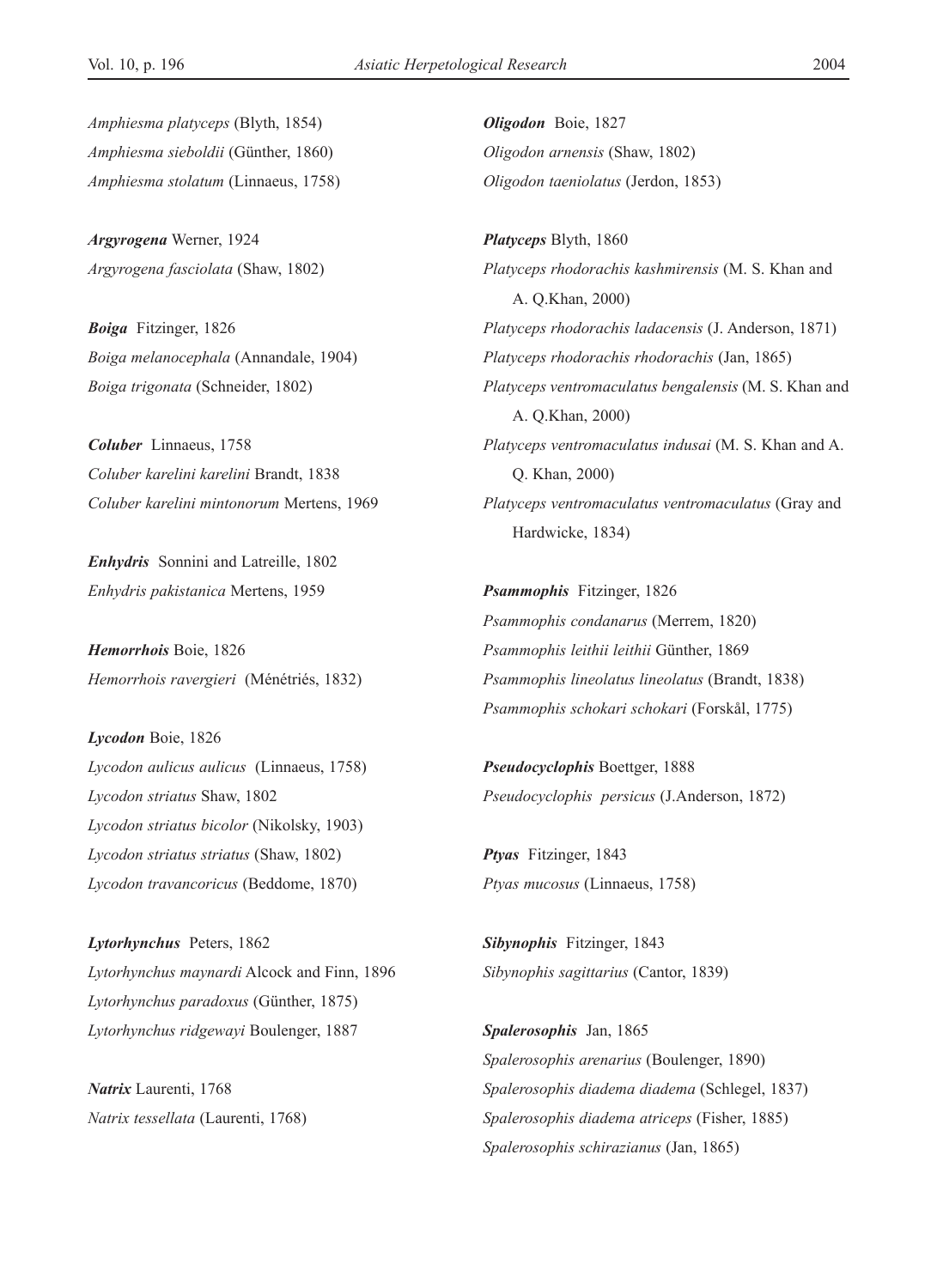*Amphiesma platyceps* (Blyth, 1854)
*Amphiesma sieboldii* (Günther, 1860)
*Amphiesma stolatum* (Linnaeus, 1758)

***Argyrogena*** Werner, 1924
*Argyrogena fasciolata* (Shaw, 1802)

***Boiga*** Fitzinger, 1826
*Boiga melanocephala* (Annandale, 1904)
*Boiga trigonata* (Schneider, 1802)

***Coluber*** Linnaeus, 1758
*Coluber karelini karelini* Brandt, 1838
*Coluber karelini mintonorum* Mertens, 1969

***Enhydris*** Sonnini and Latreille, 1802
*Enhydris pakistanica* Mertens, 1959

***Hemorrhois*** Boie, 1826
*Hemorrhois ravergieri* (Ménétriés, 1832)

***Lycodon*** Boie, 1826
*Lycodon aulicus aulicus* (Linnaeus, 1758)
*Lycodon striatus* Shaw, 1802
*Lycodon striatus bicolor* (Nikolsky, 1903)
*Lycodon striatus striatus* (Shaw, 1802)
*Lycodon travancoricus* (Beddome, 1870)

***Lytorhynchus*** Peters, 1862
*Lytorhynchus maynardi* Alcock and Finn, 1896
*Lytorhynchus paradoxus* (Günther, 1875)
*Lytorhynchus ridgewayi* Boulenger, 1887

***Natrix*** Laurenti, 1768
*Natrix tessellata* (Laurenti, 1768)

***Oligodon*** Boie, 1827
*Oligodon arnensis* (Shaw, 1802)
*Oligodon taeniolatus* (Jerdon, 1853)

***Platyceps*** Blyth, 1860
*Platyceps rhodorachis kashmirensis* (M. S. Khan and A. Q.Khan, 2000)
*Platyceps rhodorachis ladacensis* (J. Anderson, 1871)
*Platyceps rhodorachis rhodorachis* (Jan, 1865)
*Platyceps ventromaculatus bengalensis* (M. S. Khan and A. Q.Khan, 2000)
*Platyceps ventromaculatus indusai* (M. S. Khan and A. Q. Khan, 2000)
*Platyceps ventromaculatus ventromaculatus* (Gray and Hardwicke, 1834)

***Psammophis*** Fitzinger, 1826
*Psammophis condanarus* (Merrem, 1820)
*Psammophis leithii leithii* Günther, 1869
*Psammophis lineolatus lineolatus* (Brandt, 1838)
*Psammophis schokari schokari* (Forskål, 1775)

***Pseudocyclophis*** Boettger, 1888
*Pseudocyclophis persicus* (J.Anderson, 1872)

***Ptyas*** Fitzinger, 1843
*Ptyas mucosus* (Linnaeus, 1758)

***Sibynophis*** Fitzinger, 1843
*Sibynophis sagittarius* (Cantor, 1839)

***Spalerosophis*** Jan, 1865
*Spalerosophis arenarius* (Boulenger, 1890)
*Spalerosophis diadema diadema* (Schlegel, 1837)
*Spalerosophis diadema atriceps* (Fisher, 1885)
*Spalerosophis schirazianus* (Jan, 1865)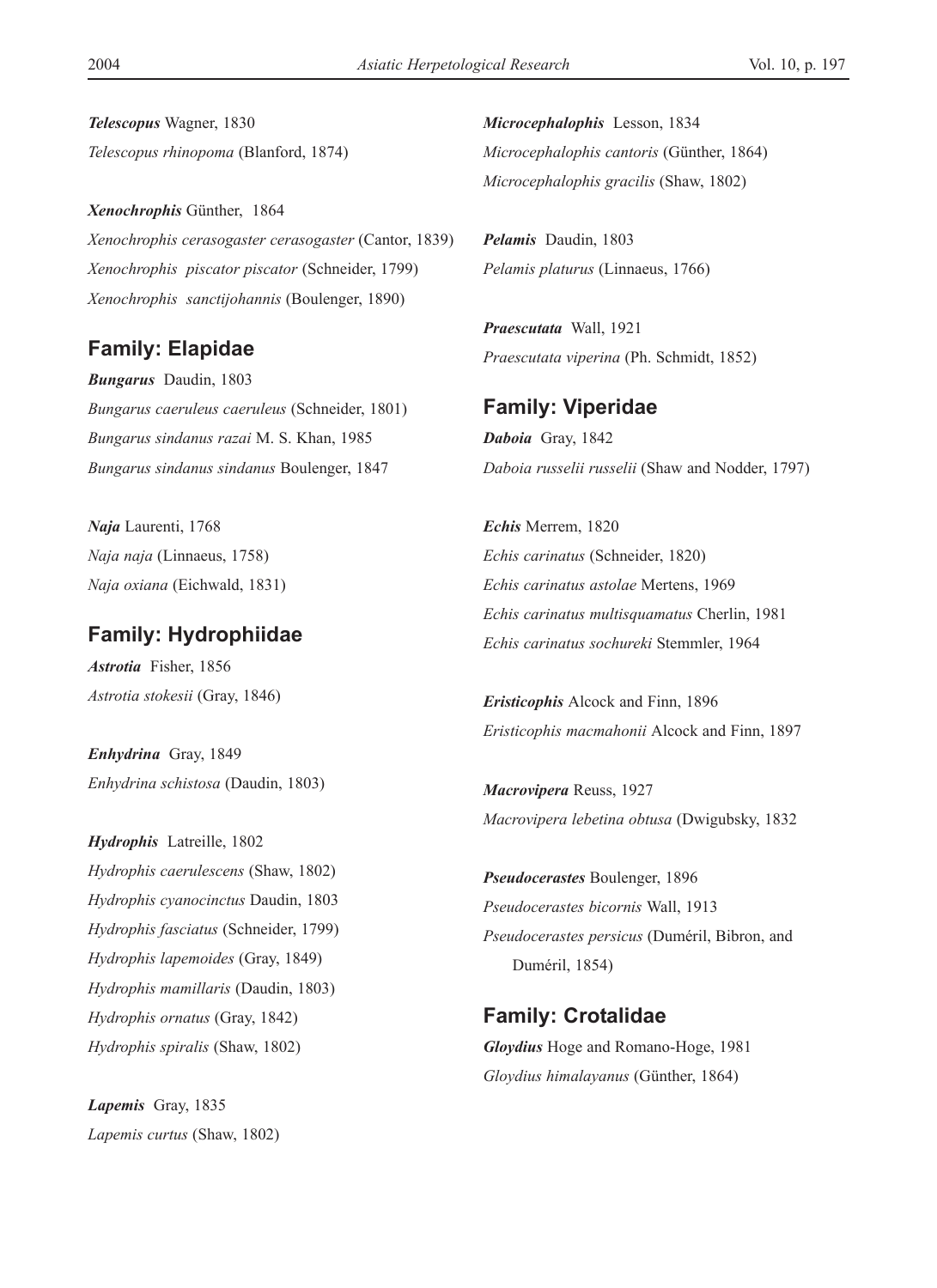***Telescopus*** Wagner, 1830
*Telescopus rhinopoma* (Blanford, 1874)

***Xenochrophis*** Günther, 1864
*Xenochrophis cerasogaster cerasogaster* (Cantor, 1839)
*Xenochrophis piscator piscator* (Schneider, 1799)
*Xenochrophis sanctijohannis* (Boulenger, 1890)

## Family: Elapidae

***Bungarus*** Daudin, 1803
*Bungarus caeruleus caeruleus* (Schneider, 1801)
*Bungarus sindanus razai* M. S. Khan, 1985
*Bungarus sindanus sindanus* Boulenger, 1847

***Naja*** Laurenti, 1768
*Naja naja* (Linnaeus, 1758)
*Naja oxiana* (Eichwald, 1831)

## Family: Hydrophiidae

***Astrotia*** Fisher, 1856
*Astrotia stokesii* (Gray, 1846)

***Enhydrina*** Gray, 1849
*Enhydrina schistosa* (Daudin, 1803)

***Hydrophis*** Latreille, 1802
*Hydrophis caerulescens* (Shaw, 1802)
*Hydrophis cyanocinctus* Daudin, 1803
*Hydrophis fasciatus* (Schneider, 1799)
*Hydrophis lapemoides* (Gray, 1849)
*Hydrophis mamillaris* (Daudin, 1803)
*Hydrophis ornatus* (Gray, 1842)
*Hydrophis spiralis* (Shaw, 1802)

***Lapemis*** Gray, 1835
*Lapemis curtus* (Shaw, 1802)

***Microcephalophis*** Lesson, 1834
*Microcephalophis cantoris* (Günther, 1864)
*Microcephalophis gracilis* (Shaw, 1802)

***Pelamis*** Daudin, 1803
*Pelamis platurus* (Linnaeus, 1766)

***Praescutata*** Wall, 1921
*Praescutata viperina* (Ph. Schmidt, 1852)

## Family: Viperidae

***Daboia*** Gray, 1842
*Daboia russelii russelii* (Shaw and Nodder, 1797)

***Echis*** Merrem, 1820
*Echis carinatus* (Schneider, 1820)
*Echis carinatus astolae* Mertens, 1969
*Echis carinatus multisquamatus* Cherlin, 1981
*Echis carinatus sochureki* Stemmler, 1964

***Eristicophis*** Alcock and Finn, 1896
*Eristicophis macmahonii* Alcock and Finn, 1897

***Macrovipera*** Reuss, 1927
*Macrovipera lebetina obtusa* (Dwigubsky, 1832

***Pseudocerastes*** Boulenger, 1896
*Pseudocerastes bicornis* Wall, 1913
*Pseudocerastes persicus* (Duméril, Bibron, and Duméril, 1854)

## Family: Crotalidae

***Gloydius*** Hoge and Romano-Hoge, 1981
*Gloydius himalayanus* (Günther, 1864)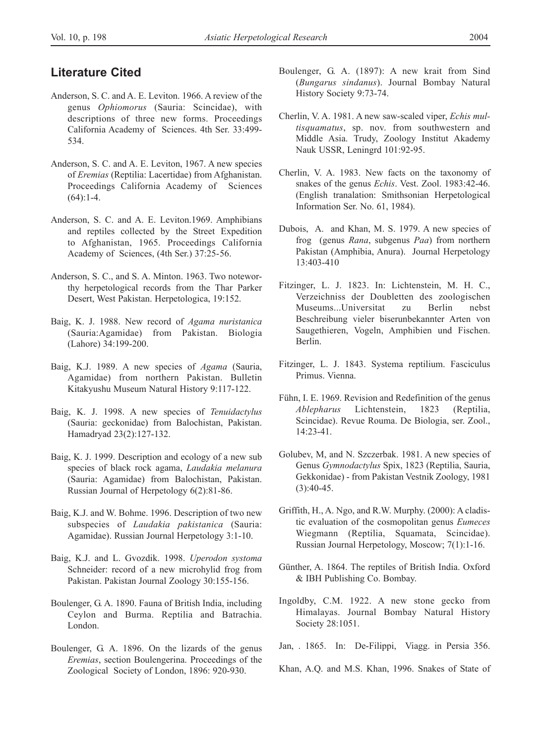## Literature Cited

Anderson, S. C. and A. E. Leviton. 1966. A review of the genus *Ophiomorus* (Sauria: Scincidae), with descriptions of three new forms. Proceedings California Academy of Sciences. 4th Ser. 33:499-534.

Anderson, S. C. and A. E. Leviton, 1967. A new species of *Eremias* (Reptilia: Lacertidae) from Afghanistan. Proceedings California Academy of Sciences (64):1-4.

Anderson, S. C. and A. E. Leviton.1969. Amphibians and reptiles collected by the Street Expedition to Afghanistan, 1965. Proceedings California Academy of Sciences, (4th Ser.) 37:25-56.

Anderson, S. C., and S. A. Minton. 1963. Two noteworthy herpetological records from the Thar Parker Desert, West Pakistan. Herpetologica, 19:152.

Baig, K. J. 1988. New record of *Agama nuristanica* (Sauria:Agamidae) from Pakistan. Biologia (Lahore) 34:199-200.

Baig, K.J. 1989. A new species of *Agama* (Sauria, Agamidae) from northern Pakistan. Bulletin Kitakyushu Museum Natural History 9:117-122.

Baig, K. J. 1998. A new species of *Tenuidactylus* (Sauria: geckonidae) from Balochistan, Pakistan. Hamadryad 23(2):127-132.

Baig, K. J. 1999. Description and ecology of a new sub species of black rock agama, *Laudakia melanura* (Sauria: Agamidae) from Balochistan, Pakistan. Russian Journal of Herpetology 6(2):81-86.

Baig, K.J. and W. Bohme. 1996. Description of two new subspecies of *Laudakia pakistanica* (Sauria: Agamidae). Russian Journal Herpetology 3:1-10.

Baig, K.J. and L. Gvozdik. 1998. *Uperodon systoma* Schneider: record of a new microhylid frog from Pakistan. Pakistan Journal Zoology 30:155-156.

Boulenger, G. A. 1890. Fauna of British India, including Ceylon and Burma. Reptilia and Batrachia. London.

Boulenger, G. A. 1896. On the lizards of the genus *Eremias*, section Boulengerina. Proceedings of the Zoological Society of London, 1896: 920-930.

Boulenger, G. A. (1897): A new krait from Sind (*Bungarus sindanus*). Journal Bombay Natural History Society 9:73-74.

Cherlin, V. A. 1981. A new saw-scaled viper, *Echis multisquamatus*, sp. nov. from southwestern and Middle Asia. Trudy, Zoology Institut Akademy Nauk USSR, Leningrd 101:92-95.

Cherlin, V. A. 1983. New facts on the taxonomy of snakes of the genus *Echis*. Vest. Zool. 1983:42-46. (English tranalation: Smithsonian Herpetological Information Ser. No. 61, 1984).

Dubois, A. and Khan, M. S. 1979. A new species of frog (genus *Rana*, subgenus *Paa*) from northern Pakistan (Amphibia, Anura). Journal Herpetology 13:403-410

Fitzinger, L. J. 1823. In: Lichtenstein, M. H. C., Verzeichniss der Doubletten des zoologischen Museums...Universitat zu Berlin nebst Beschreibung vieler biserunbekannter Arten von Saugethieren, Vogeln, Amphibien und Fischen. Berlin.

Fitzinger, L. J. 1843. Systema reptilium. Fasciculus Primus. Vienna.

Fühn, I. E. 1969. Revision and Redefinition of the genus *Ablepharus* Lichtenstein, 1823 (Reptilia, Scincidae). Revue Rouma. De Biologia, ser. Zool., 14:23-41.

Golubev, M, and N. Szczerbak. 1981. A new species of Genus *Gymnodactylus* Spix, 1823 (Reptilia, Sauria, Gekkonidae) - from Pakistan Vestnik Zoology, 1981 (3):40-45.

Griffith, H., A. Ngo, and R.W. Murphy. (2000): A cladistic evaluation of the cosmopolitan genus *Eumeces* Wiegmann (Reptilia, Squamata, Scincidae). Russian Journal Herpetology, Moscow; 7(1):1-16.

Günther, A. 1864. The reptiles of British India. Oxford & IBH Publishing Co. Bombay.

Ingoldby, C.M. 1922. A new stone gecko from Himalayas. Journal Bombay Natural History Society 28:1051.

Jan, . 1865. In: De-Filippi, Viagg. in Persia 356.

Khan, A.Q. and M.S. Khan, 1996. Snakes of State of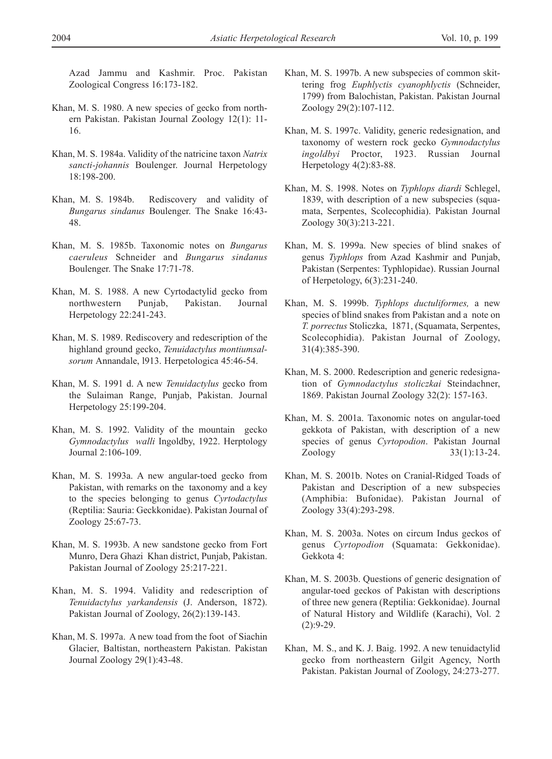Azad Jammu and Kashmir. Proc. Pakistan Zoological Congress 16:173-182.

Khan, M. S. 1980. A new species of gecko from northern Pakistan. Pakistan Journal Zoology 12(1): 11-16.

Khan, M. S. 1984a. Validity of the natricine taxon *Natrix sancti-johannis* Boulenger. Journal Herpetology 18:198-200.

Khan, M. S. 1984b. Rediscovery and validity of *Bungarus sindanus* Boulenger. The Snake 16:43-48.

Khan, M. S. 1985b. Taxonomic notes on *Bungarus caeruleus* Schneider and *Bungarus sindanus* Boulenger. The Snake 17:71-78.

Khan, M. S. 1988. A new Cyrtodactylid gecko from northwestern Punjab, Pakistan. Journal Herpetology 22:241-243.

Khan, M. S. 1989. Rediscovery and redescription of the highland ground gecko, *Tenuidactylus montiumsalsorum* Annandale, l913. Herpetologica 45:46-54.

Khan, M. S. 1991 d. A new *Tenuidactylus* gecko from the Sulaiman Range, Punjab, Pakistan. Journal Herpetology 25:199-204.

Khan, M. S. 1992. Validity of the mountain gecko *Gymnodactylus walli* Ingoldby, 1922. Herptology Journal 2:106-109.

Khan, M. S. 1993a. A new angular-toed gecko from Pakistan, with remarks on the taxonomy and a key to the species belonging to genus *Cyrtodactylus* (Reptilia: Sauria: Geckkonidae). Pakistan Journal of Zoology 25:67-73.

Khan, M. S. 1993b. A new sandstone gecko from Fort Munro, Dera Ghazi Khan district, Punjab, Pakistan. Pakistan Journal of Zoology 25:217-221.

Khan, M. S. 1994. Validity and redescription of *Tenuidactylus yarkandensis* (J. Anderson, 1872). Pakistan Journal of Zoology, 26(2):139-143.

Khan, M. S. 1997a. A new toad from the foot of Siachin Glacier, Baltistan, northeastern Pakistan. Pakistan Journal Zoology 29(1):43-48.

Khan, M. S. 1997b. A new subspecies of common skittering frog *Euphlyctis cyanophlyctis* (Schneider, 1799) from Balochistan, Pakistan. Pakistan Journal Zoology 29(2):107-112.

Khan, M. S. 1997c. Validity, generic redesignation, and taxonomy of western rock gecko *Gymnodactylus ingoldbyi* Proctor, 1923. Russian Journal Herpetology 4(2):83-88.

Khan, M. S. 1998. Notes on *Typhlops diardi* Schlegel, 1839, with description of a new subspecies (squamata, Serpentes, Scolecophidia). Pakistan Journal Zoology 30(3):213-221.

Khan, M. S. 1999a. New species of blind snakes of genus *Typhlops* from Azad Kashmir and Punjab, Pakistan (Serpentes: Typhlopidae). Russian Journal of Herpetology, 6(3):231-240.

Khan, M. S. 1999b. *Typhlops ductuliformes,* a new species of blind snakes from Pakistan and a note on *T. porrectus* Stoliczka, 1871, (Squamata, Serpentes, Scolecophidia). Pakistan Journal of Zoology, 31(4):385-390.

Khan, M. S. 2000. Redescription and generic redesignation of *Gymnodactylus stoliczkai* Steindachner, 1869. Pakistan Journal Zoology 32(2): 157-163.

Khan, M. S. 2001a. Taxonomic notes on angular-toed gekkota of Pakistan, with description of a new species of genus *Cyrtopodion*. Pakistan Journal Zoology 33(1):13-24.

Khan, M. S. 2001b. Notes on Cranial-Ridged Toads of Pakistan and Description of a new subspecies (Amphibia: Bufonidae). Pakistan Journal of Zoology 33(4):293-298.

Khan, M. S. 2003a. Notes on circum Indus geckos of genus *Cyrtopodion* (Squamata: Gekkonidae). Gekkota 4:

Khan, M. S. 2003b. Questions of generic designation of angular-toed geckos of Pakistan with descriptions of three new genera (Reptilia: Gekkonidae). Journal of Natural History and Wildlife (Karachi), Vol. 2 (2):9-29.

Khan, M. S., and K. J. Baig. 1992. A new tenuidactylid gecko from northeastern Gilgit Agency, North Pakistan. Pakistan Journal of Zoology, 24:273-277.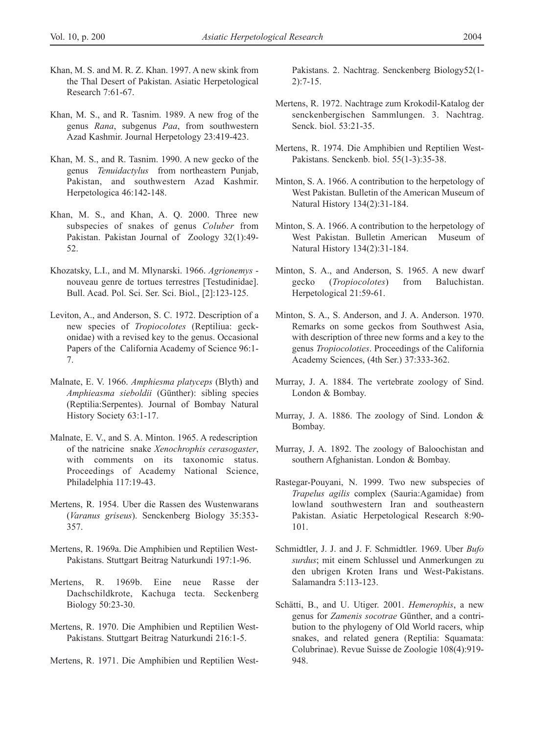Khan, M. S. and M. R. Z. Khan. 1997. A new skink from the Thal Desert of Pakistan. Asiatic Herpetological Research 7:61-67.

Khan, M. S., and R. Tasnim. 1989. A new frog of the genus *Rana*, subgenus *Paa*, from southwestern Azad Kashmir. Journal Herpetology 23:419-423.

Khan, M. S., and R. Tasnim. 1990. A new gecko of the genus *Tenuidactylus* from northeastern Punjab, Pakistan, and southwestern Azad Kashmir. Herpetologica 46:142-148.

Khan, M. S., and Khan, A. Q. 2000. Three new subspecies of snakes of genus *Coluber* from Pakistan. Pakistan Journal of Zoology 32(1):49-52.

Khozatsky, L.I., and M. Mlynarski. 1966. *Agrionemys* - nouveau genre de tortues terrestres [Testudinidae]. Bull. Acad. Pol. Sci. Ser. Sci. Biol., [2]:123-125.

Leviton, A., and Anderson, S. C. 1972. Description of a new species of *Tropiocolotes* (Reptiliua: geckonidae) with a revised key to the genus. Occasional Papers of the California Academy of Science 96:1-7.

Malnate, E. V. 1966. *Amphiesma platyceps* (Blyth) and *Amphieasma sieboldii* (Günther): sibling species (Reptilia:Serpentes). Journal of Bombay Natural History Society 63:1-17.

Malnate, E. V., and S. A. Minton. 1965. A redescription of the natricine snake *Xenochrophis cerasogaster*, with comments on its taxonomic status. Proceedings of Academy National Science, Philadelphia 117:19-43.

Mertens, R. 1954. Uber die Rassen des Wustenwarans (*Varanus griseus*). Senckenberg Biology 35:353-357.

Mertens, R. 1969a. Die Amphibien und Reptilien West-Pakistans. Stuttgart Beitrag Naturkundi 197:1-96.

Mertens, R. 1969b. Eine neue Rasse der Dachschildkrote, Kachuga tecta. Seckenberg Biology 50:23-30.

Mertens, R. 1970. Die Amphibien und Reptilien West-Pakistans. Stuttgart Beitrag Naturkundi 216:1-5.

Mertens, R. 1971. Die Amphibien und Reptilien West-Pakistans. 2. Nachtrag. Senckenberg Biology52(1-2):7-15.

Mertens, R. 1972. Nachtrage zum Krokodil-Katalog der senckenbergischen Sammlungen. 3. Nachtrag. Senck. biol. 53:21-35.

Mertens, R. 1974. Die Amphibien und Reptilien West-Pakistans. Senckenb. biol. 55(1-3):35-38.

Minton, S. A. 1966. A contribution to the herpetology of West Pakistan. Bulletin of the American Museum of Natural History 134(2):31-184.

Minton, S. A. 1966. A contribution to the herpetology of West Pakistan. Bulletin American Museum of Natural History 134(2):31-184.

Minton, S. A., and Anderson, S. 1965. A new dwarf gecko (*Tropiocolotes*) from Baluchistan. Herpetological 21:59-61.

Minton, S. A., S. Anderson, and J. A. Anderson. 1970. Remarks on some geckos from Southwest Asia, with description of three new forms and a key to the genus *Tropiocoloties*. Proceedings of the California Academy Sciences, (4th Ser.) 37:333-362.

Murray, J. A. 1884. The vertebrate zoology of Sind. London & Bombay.

Murray, J. A. 1886. The zoology of Sind. London & Bombay.

Murray, J. A. 1892. The zoology of Baloochistan and southern Afghanistan. London & Bombay.

Rastegar-Pouyani, N. 1999. Two new subspecies of *Trapelus agilis* complex (Sauria:Agamidae) from lowland southwestern Iran and southeastern Pakistan. Asiatic Herpetological Research 8:90-101.

Schmidtler, J. J. and J. F. Schmidtler. 1969. Uber *Bufo surdus*; mit einem Schlussel und Anmerkungen zu den ubrigen Kroten Irans und West-Pakistans. Salamandra 5:113-123.

Schätti, B., and U. Utiger. 2001. *Hemerophis*, a new genus for *Zamenis socotrae* Günther, and a contribution to the phylogeny of Old World racers, whip snakes, and related genera (Reptilia: Squamata: Colubrinae). Revue Suisse de Zoologie 108(4):919-948.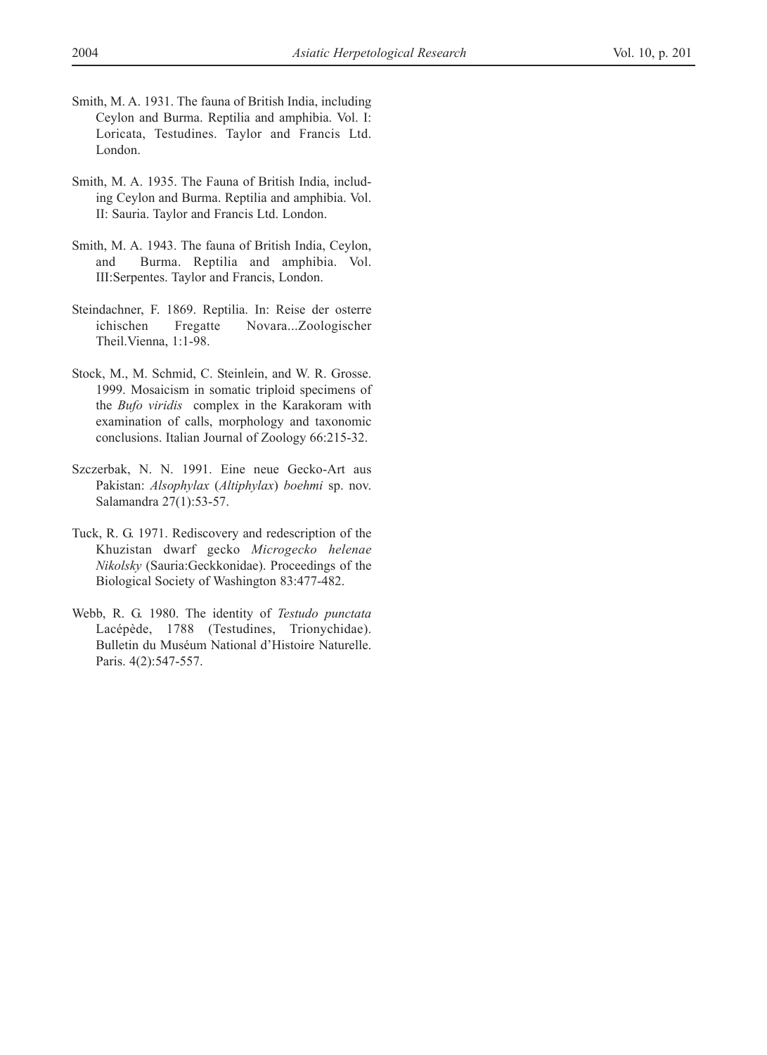Smith, M. A. 1931. The fauna of British India, including Ceylon and Burma. Reptilia and amphibia. Vol. I: Loricata, Testudines. Taylor and Francis Ltd. London.

Smith, M. A. 1935. The Fauna of British India, including Ceylon and Burma. Reptilia and amphibia. Vol. II: Sauria. Taylor and Francis Ltd. London.

Smith, M. A. 1943. The fauna of British India, Ceylon, and Burma. Reptilia and amphibia. Vol. III:Serpentes. Taylor and Francis, London.

Steindachner, F. 1869. Reptilia. In: Reise der osterre ichischen Fregatte Novara...Zoologischer Theil.Vienna, 1:1-98.

Stock, M., M. Schmid, C. Steinlein, and W. R. Grosse. 1999. Mosaicism in somatic triploid specimens of the *Bufo viridis* complex in the Karakoram with examination of calls, morphology and taxonomic conclusions. Italian Journal of Zoology 66:215-32.

Szczerbak, N. N. 1991. Eine neue Gecko-Art aus Pakistan: *Alsophylax* (*Altiphylax*) *boehmi* sp. nov. Salamandra 27(1):53-57.

Tuck, R. G. 1971. Rediscovery and redescription of the Khuzistan dwarf gecko *Microgecko helenae Nikolsky* (Sauria:Geckkonidae). Proceedings of the Biological Society of Washington 83:477-482.

Webb, R. G. 1980. The identity of *Testudo punctata* Lacépède, 1788 (Testudines, Trionychidae). Bulletin du Muséum National d'Histoire Naturelle. Paris. 4(2):547-557.